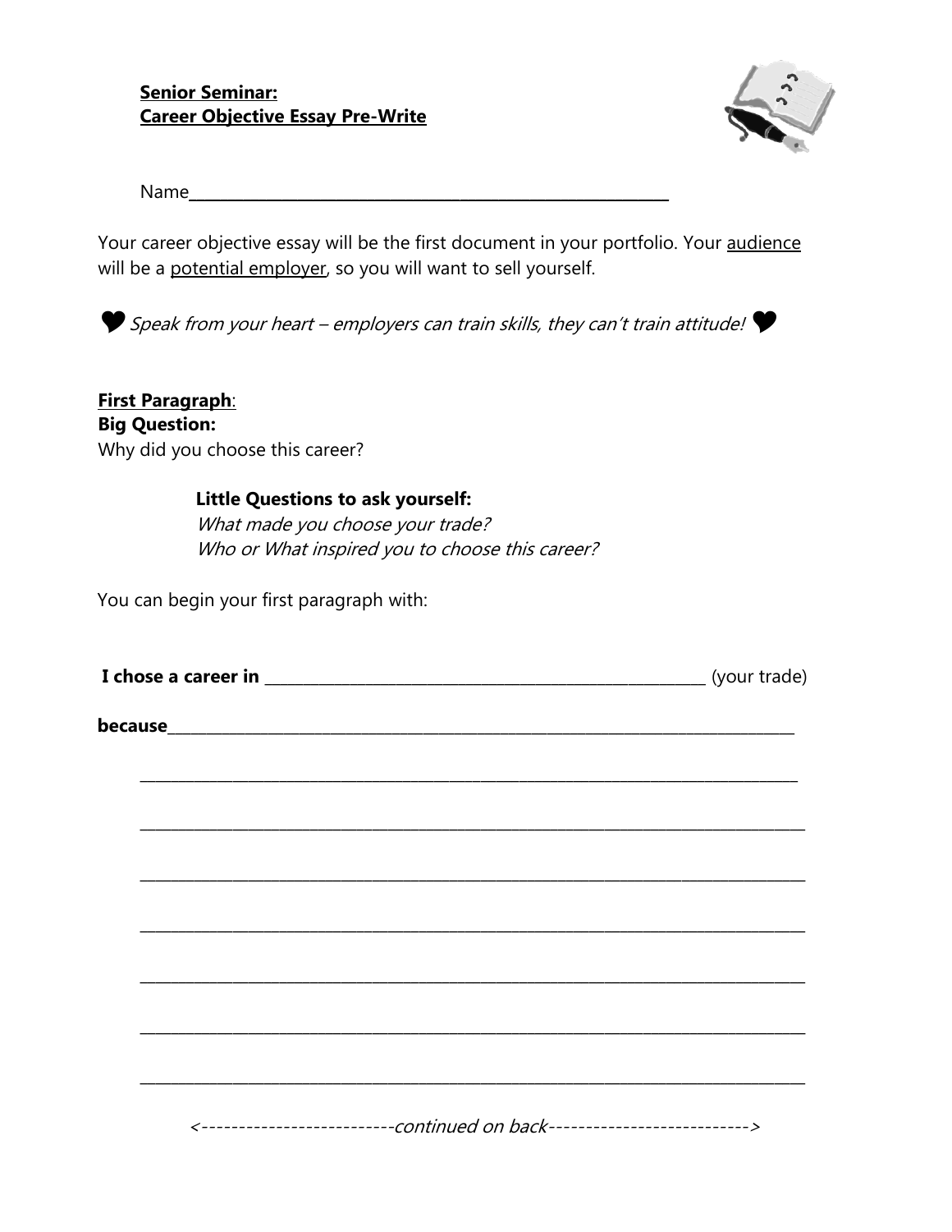**Senior Seminar:**
**Career Objective Essay Pre-Write**

Name______________________________________________

Your career objective essay will be the first document in your portfolio. Your audience will be a potential employer, so you will want to sell yourself.

♥ *Speak from your heart – employers can train skills, they can't train attitude!* ♥

**First Paragraph**:
**Big Question:**
Why did you choose this career?

**Little Questions to ask yourself:**
*What made you choose your trade?*
*Who or What inspired you to choose this career?*

You can begin your first paragraph with:

**I chose a career in** ______________________________________ (your trade)

**because**___________________________________________________________

_____________________________________________________________________

_____________________________________________________________________

_____________________________________________________________________

_____________________________________________________________________

_____________________________________________________________________

_____________________________________________________________________

_____________________________________________________________________

<--------------------------*continued on back*--------------------------->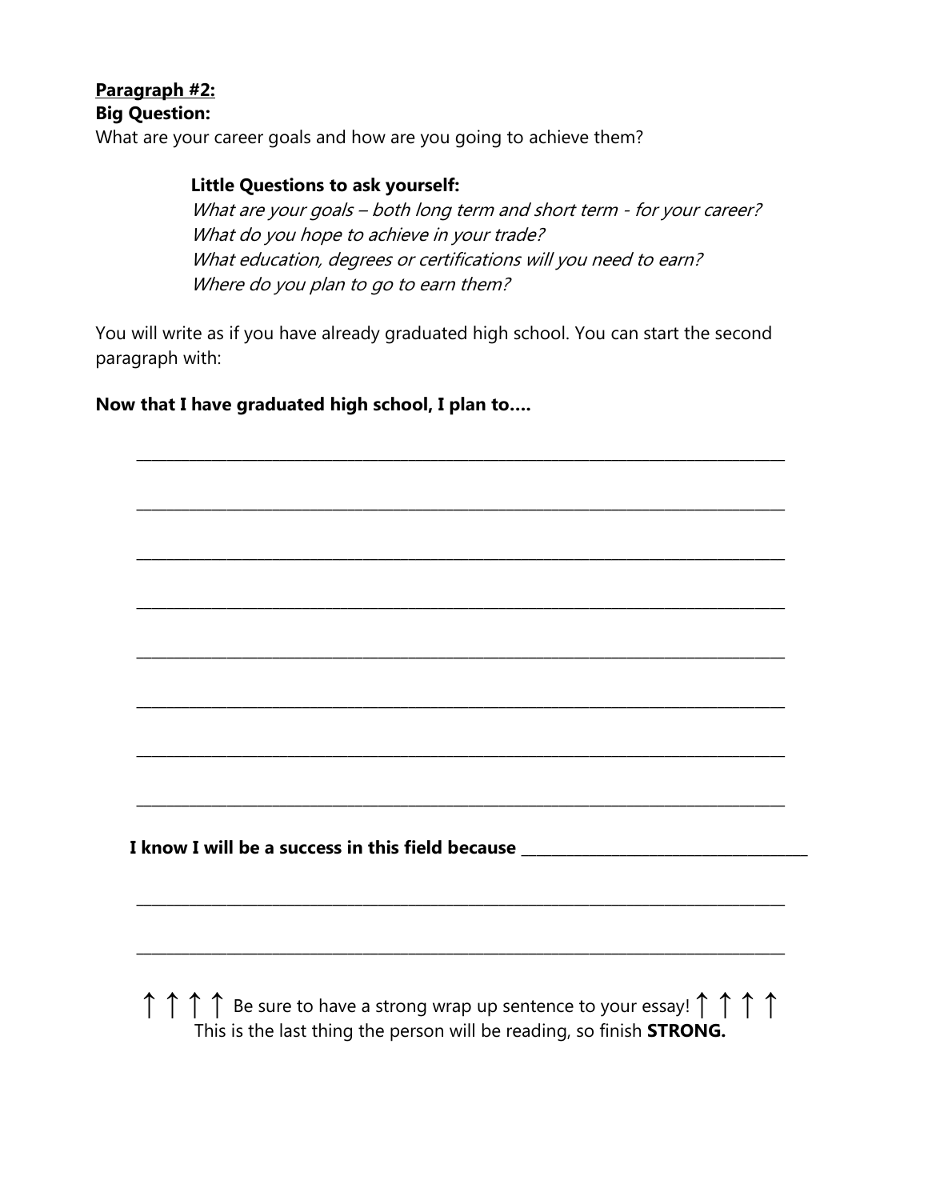**<u>Paragraph #2:</u>**

**Big Question:**

What are your career goals and how are you going to achieve them?

> **Little Questions to ask yourself:**
>
> *What are your goals – both long term and short term - for your career?*
> *What do you hope to achieve in your trade?*
> *What education, degrees or certifications will you need to earn?*
> *Where do you plan to go to earn them?*

You will write as if you have already graduated high school. You can start the second paragraph with:

**Now that I have graduated high school, I plan to….**

\_\_\_\_\_\_\_\_\_\_\_\_\_\_\_\_\_\_\_\_\_\_\_\_\_\_\_\_\_\_\_\_\_\_\_\_\_\_\_\_\_\_\_\_\_\_\_\_\_\_\_\_\_\_\_\_\_\_\_\_\_\_\_\_\_\_\_\_\_\_\_\_

\_\_\_\_\_\_\_\_\_\_\_\_\_\_\_\_\_\_\_\_\_\_\_\_\_\_\_\_\_\_\_\_\_\_\_\_\_\_\_\_\_\_\_\_\_\_\_\_\_\_\_\_\_\_\_\_\_\_\_\_\_\_\_\_\_\_\_\_\_\_\_\_

\_\_\_\_\_\_\_\_\_\_\_\_\_\_\_\_\_\_\_\_\_\_\_\_\_\_\_\_\_\_\_\_\_\_\_\_\_\_\_\_\_\_\_\_\_\_\_\_\_\_\_\_\_\_\_\_\_\_\_\_\_\_\_\_\_\_\_\_\_\_\_\_

\_\_\_\_\_\_\_\_\_\_\_\_\_\_\_\_\_\_\_\_\_\_\_\_\_\_\_\_\_\_\_\_\_\_\_\_\_\_\_\_\_\_\_\_\_\_\_\_\_\_\_\_\_\_\_\_\_\_\_\_\_\_\_\_\_\_\_\_\_\_\_\_

\_\_\_\_\_\_\_\_\_\_\_\_\_\_\_\_\_\_\_\_\_\_\_\_\_\_\_\_\_\_\_\_\_\_\_\_\_\_\_\_\_\_\_\_\_\_\_\_\_\_\_\_\_\_\_\_\_\_\_\_\_\_\_\_\_\_\_\_\_\_\_\_

\_\_\_\_\_\_\_\_\_\_\_\_\_\_\_\_\_\_\_\_\_\_\_\_\_\_\_\_\_\_\_\_\_\_\_\_\_\_\_\_\_\_\_\_\_\_\_\_\_\_\_\_\_\_\_\_\_\_\_\_\_\_\_\_\_\_\_\_\_\_\_\_

\_\_\_\_\_\_\_\_\_\_\_\_\_\_\_\_\_\_\_\_\_\_\_\_\_\_\_\_\_\_\_\_\_\_\_\_\_\_\_\_\_\_\_\_\_\_\_\_\_\_\_\_\_\_\_\_\_\_\_\_\_\_\_\_\_\_\_\_\_\_\_\_

\_\_\_\_\_\_\_\_\_\_\_\_\_\_\_\_\_\_\_\_\_\_\_\_\_\_\_\_\_\_\_\_\_\_\_\_\_\_\_\_\_\_\_\_\_\_\_\_\_\_\_\_\_\_\_\_\_\_\_\_\_\_\_\_\_\_\_\_\_\_\_\_

**I know I will be a success in this field because** \_\_\_\_\_\_\_\_\_\_\_\_\_\_\_\_\_\_\_\_\_\_\_\_\_\_\_\_\_\_\_\_\_\_\_\_

\_\_\_\_\_\_\_\_\_\_\_\_\_\_\_\_\_\_\_\_\_\_\_\_\_\_\_\_\_\_\_\_\_\_\_\_\_\_\_\_\_\_\_\_\_\_\_\_\_\_\_\_\_\_\_\_\_\_\_\_\_\_\_\_\_\_\_\_\_\_\_\_

\_\_\_\_\_\_\_\_\_\_\_\_\_\_\_\_\_\_\_\_\_\_\_\_\_\_\_\_\_\_\_\_\_\_\_\_\_\_\_\_\_\_\_\_\_\_\_\_\_\_\_\_\_\_\_\_\_\_\_\_\_\_\_\_\_\_\_\_\_\_\_\_

↑ ↑ ↑ ↑ Be sure to have a strong wrap up sentence to your essay! ↑ ↑ ↑ ↑
This is the last thing the person will be reading, so finish **STRONG.**